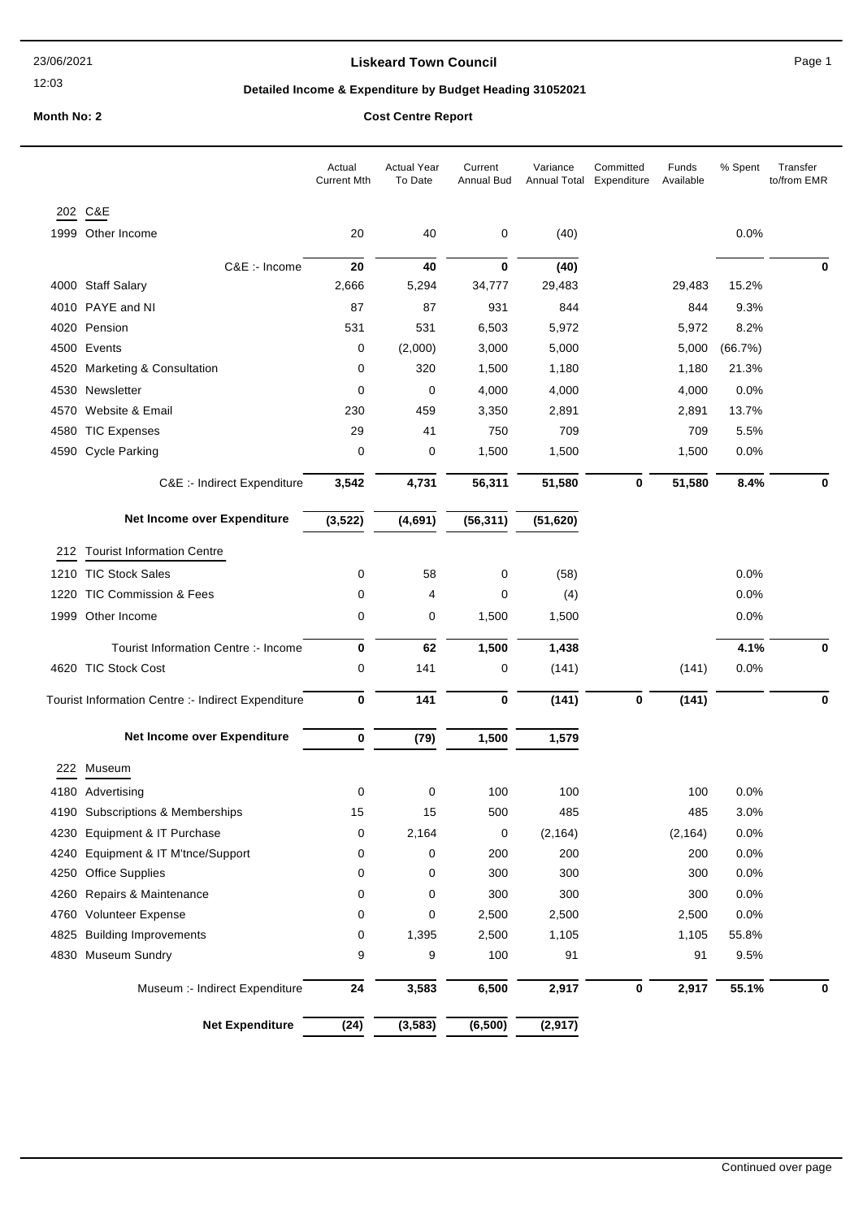23/06/2021

12:03

# Liskeard Town Council

## Detailed Income & Expenditure by Budget Heading 31052021

**Month No: 2** **Cost Centre Report**

| | | Actual Current Mth | Actual Year To Date | Current Annual Bud | Variance Annual Total | Committed Expenditure | Funds Available | % Spent | Transfer to/from EMR |
|---|---|---|---|---|---|---|---|---|---|
| 202 | C&E | | | | | | | | |
| 1999 | Other Income | 20 | 40 | 0 | (40) | | | 0.0% | |
| | C&E :- Income | **20** | **40** | **0** | **(40)** | | | | **0** |
| 4000 | Staff Salary | 2,666 | 5,294 | 34,777 | 29,483 | | 29,483 | 15.2% | |
| 4010 | PAYE and NI | 87 | 87 | 931 | 844 | | 844 | 9.3% | |
| 4020 | Pension | 531 | 531 | 6,503 | 5,972 | | 5,972 | 8.2% | |
| 4500 | Events | 0 | (2,000) | 3,000 | 5,000 | | 5,000 | (66.7%) | |
| 4520 | Marketing & Consultation | 0 | 320 | 1,500 | 1,180 | | 1,180 | 21.3% | |
| 4530 | Newsletter | 0 | 0 | 4,000 | 4,000 | | 4,000 | 0.0% | |
| 4570 | Website & Email | 230 | 459 | 3,350 | 2,891 | | 2,891 | 13.7% | |
| 4580 | TIC Expenses | 29 | 41 | 750 | 709 | | 709 | 5.5% | |
| 4590 | Cycle Parking | 0 | 0 | 1,500 | 1,500 | | 1,500 | 0.0% | |
| | C&E :- Indirect Expenditure | **3,542** | **4,731** | **56,311** | **51,580** | **0** | **51,580** | **8.4%** | **0** |
| | **Net Income over Expenditure** | **(3,522)** | **(4,691)** | **(56,311)** | **(51,620)** | | | | |
| 212 | Tourist Information Centre | | | | | | | | |
| 1210 | TIC Stock Sales | 0 | 58 | 0 | (58) | | | 0.0% | |
| 1220 | TIC Commission & Fees | 0 | 4 | 0 | (4) | | | 0.0% | |
| 1999 | Other Income | 0 | 0 | 1,500 | 1,500 | | | 0.0% | |
| | Tourist Information Centre :- Income | **0** | **62** | **1,500** | **1,438** | | | **4.1%** | **0** |
| 4620 | TIC Stock Cost | 0 | 141 | 0 | (141) | | (141) | 0.0% | |
| | Tourist Information Centre :- Indirect Expenditure | **0** | **141** | **0** | **(141)** | **0** | **(141)** | | **0** |
| | **Net Income over Expenditure** | **0** | **(79)** | **1,500** | **1,579** | | | | |
| 222 | Museum | | | | | | | | |
| 4180 | Advertising | 0 | 0 | 100 | 100 | | 100 | 0.0% | |
| 4190 | Subscriptions & Memberships | 15 | 15 | 500 | 485 | | 485 | 3.0% | |
| 4230 | Equipment & IT Purchase | 0 | 2,164 | 0 | (2,164) | | (2,164) | 0.0% | |
| 4240 | Equipment & IT M'tnce/Support | 0 | 0 | 200 | 200 | | 200 | 0.0% | |
| 4250 | Office Supplies | 0 | 0 | 300 | 300 | | 300 | 0.0% | |
| 4260 | Repairs & Maintenance | 0 | 0 | 300 | 300 | | 300 | 0.0% | |
| 4760 | Volunteer Expense | 0 | 0 | 2,500 | 2,500 | | 2,500 | 0.0% | |
| 4825 | Building Improvements | 0 | 1,395 | 2,500 | 1,105 | | 1,105 | 55.8% | |
| 4830 | Museum Sundry | 9 | 9 | 100 | 91 | | 91 | 9.5% | |
| | Museum :- Indirect Expenditure | **24** | **3,583** | **6,500** | **2,917** | **0** | **2,917** | **55.1%** | **0** |
| | **Net Expenditure** | **(24)** | **(3,583)** | **(6,500)** | **(2,917)** | | | | |

Continued over page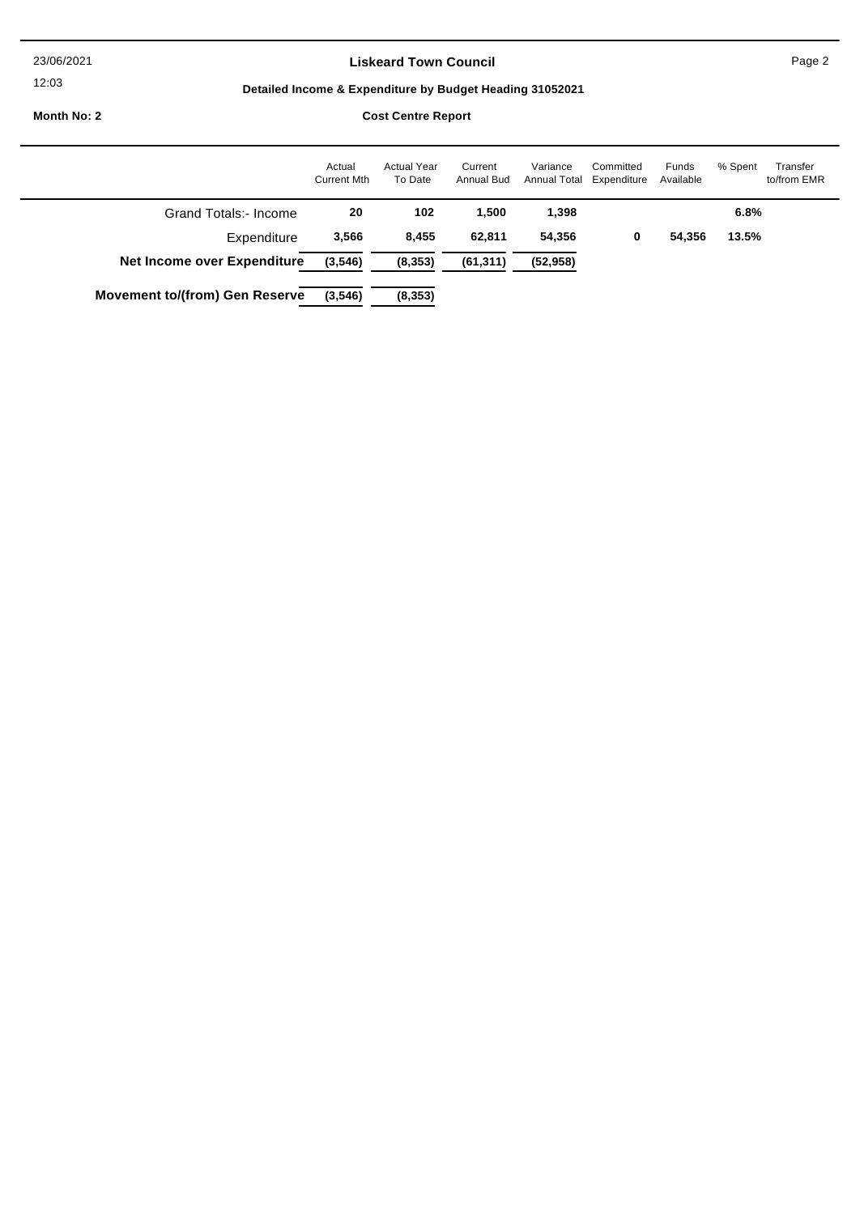**Liskeard Town Council**

**Detailed Income & Expenditure by Budget Heading 31052021**

**Month No: 2**

**Cost Centre Report**

| | Actual Current Mth | Actual Year To Date | Current Annual Bud | Variance Annual Total | Committed Expenditure | Funds Available | % Spent | Transfer to/from EMR |
|---|---|---|---|---|---|---|---|---|
| Grand Totals:- Income | **20** | **102** | **1,500** | **1,398** | | | **6.8%** | |
| Expenditure | **3,566** | **8,455** | **62,811** | **54,356** | **0** | **54,356** | **13.5%** | |
| **Net Income over Expenditure** | **(3,546)** | **(8,353)** | **(61,311)** | **(52,958)** | | | | |
| **Movement to/(from) Gen Reserve** | **(3,546)** | **(8,353)** | | | | | | |